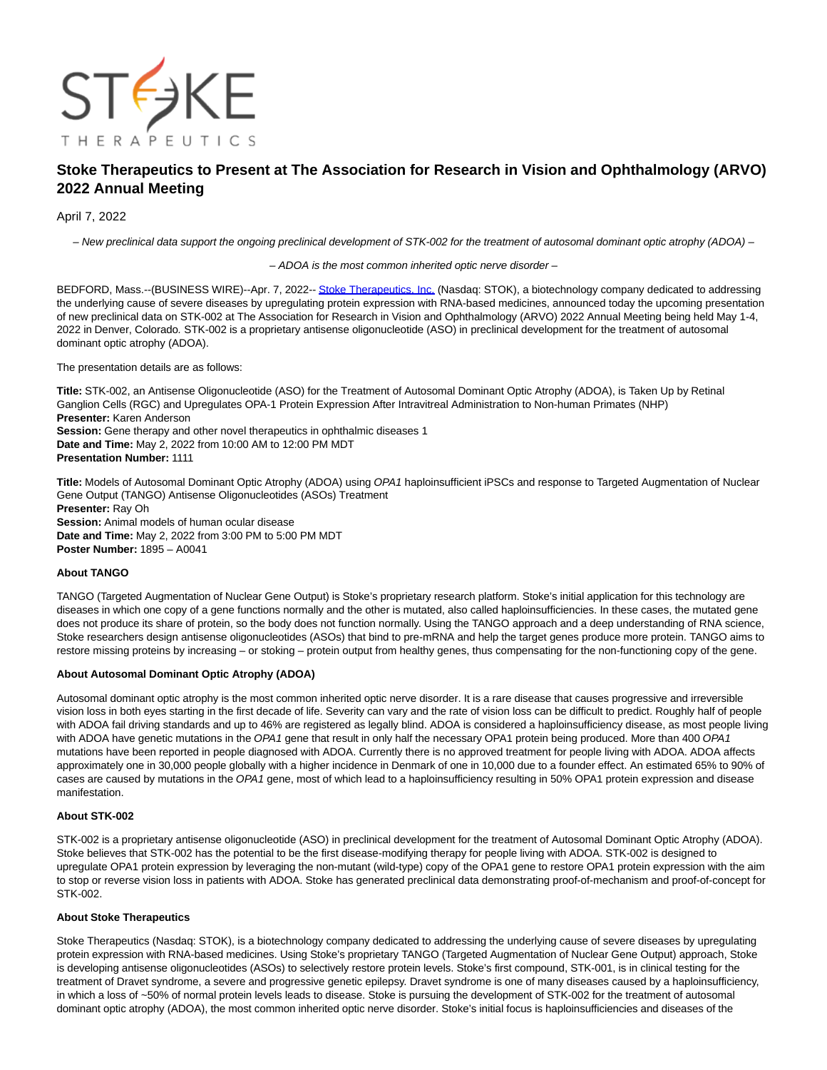# Stoke Therapeutics to Present at The Association for Research in Vision and Ophthalmology (ARVO) 2022 Annual Meeting

April 7, 2022

*– New preclinical data support the ongoing preclinical development of STK-002 for the treatment of autosomal dominant optic atrophy (ADOA) –*

*– ADOA is the most common inherited optic nerve disorder –*

BEDFORD, Mass.--(BUSINESS WIRE)--Apr. 7, 2022-- Stoke Therapeutics, Inc. (Nasdaq: STOK), a biotechnology company dedicated to addressing the underlying cause of severe diseases by upregulating protein expression with RNA-based medicines, announced today the upcoming presentation of new preclinical data on STK-002 at The Association for Research in Vision and Ophthalmology (ARVO) 2022 Annual Meeting being held May 1-4, 2022 in Denver, Colorado. STK-002 is a proprietary antisense oligonucleotide (ASO) in preclinical development for the treatment of autosomal dominant optic atrophy (ADOA).

The presentation details are as follows:

**Title:** STK-002, an Antisense Oligonucleotide (ASO) for the Treatment of Autosomal Dominant Optic Atrophy (ADOA), is Taken Up by Retinal Ganglion Cells (RGC) and Upregulates OPA-1 Protein Expression After Intravitreal Administration to Non-human Primates (NHP)
**Presenter:** Karen Anderson
**Session:** Gene therapy and other novel therapeutics in ophthalmic diseases 1
**Date and Time:** May 2, 2022 from 10:00 AM to 12:00 PM MDT
**Presentation Number:** 1111

**Title:** Models of Autosomal Dominant Optic Atrophy (ADOA) using *OPA1* haploinsufficient iPSCs and response to Targeted Augmentation of Nuclear Gene Output (TANGO) Antisense Oligonucleotides (ASOs) Treatment
**Presenter:** Ray Oh
**Session:** Animal models of human ocular disease
**Date and Time:** May 2, 2022 from 3:00 PM to 5:00 PM MDT
**Poster Number:** 1895 – A0041

**About TANGO**

TANGO (Targeted Augmentation of Nuclear Gene Output) is Stoke's proprietary research platform. Stoke's initial application for this technology are diseases in which one copy of a gene functions normally and the other is mutated, also called haploinsufficiencies. In these cases, the mutated gene does not produce its share of protein, so the body does not function normally. Using the TANGO approach and a deep understanding of RNA science, Stoke researchers design antisense oligonucleotides (ASOs) that bind to pre-mRNA and help the target genes produce more protein. TANGO aims to restore missing proteins by increasing – or stoking – protein output from healthy genes, thus compensating for the non-functioning copy of the gene.

**About Autosomal Dominant Optic Atrophy (ADOA)**

Autosomal dominant optic atrophy is the most common inherited optic nerve disorder. It is a rare disease that causes progressive and irreversible vision loss in both eyes starting in the first decade of life. Severity can vary and the rate of vision loss can be difficult to predict. Roughly half of people with ADOA fail driving standards and up to 46% are registered as legally blind. ADOA is considered a haploinsufficiency disease, as most people living with ADOA have genetic mutations in the *OPA1* gene that result in only half the necessary OPA1 protein being produced. More than 400 *OPA1* mutations have been reported in people diagnosed with ADOA. Currently there is no approved treatment for people living with ADOA. ADOA affects approximately one in 30,000 people globally with a higher incidence in Denmark of one in 10,000 due to a founder effect. An estimated 65% to 90% of cases are caused by mutations in the *OPA1* gene, most of which lead to a haploinsufficiency resulting in 50% OPA1 protein expression and disease manifestation.

**About STK-002**

STK-002 is a proprietary antisense oligonucleotide (ASO) in preclinical development for the treatment of Autosomal Dominant Optic Atrophy (ADOA). Stoke believes that STK-002 has the potential to be the first disease-modifying therapy for people living with ADOA. STK-002 is designed to upregulate OPA1 protein expression by leveraging the non-mutant (wild-type) copy of the OPA1 gene to restore OPA1 protein expression with the aim to stop or reverse vision loss in patients with ADOA. Stoke has generated preclinical data demonstrating proof-of-mechanism and proof-of-concept for STK-002.

**About Stoke Therapeutics**

Stoke Therapeutics (Nasdaq: STOK), is a biotechnology company dedicated to addressing the underlying cause of severe diseases by upregulating protein expression with RNA-based medicines. Using Stoke's proprietary TANGO (Targeted Augmentation of Nuclear Gene Output) approach, Stoke is developing antisense oligonucleotides (ASOs) to selectively restore protein levels. Stoke's first compound, STK-001, is in clinical testing for the treatment of Dravet syndrome, a severe and progressive genetic epilepsy. Dravet syndrome is one of many diseases caused by a haploinsufficiency, in which a loss of ~50% of normal protein levels leads to disease. Stoke is pursuing the development of STK-002 for the treatment of autosomal dominant optic atrophy (ADOA), the most common inherited optic nerve disorder. Stoke's initial focus is haploinsufficiencies and diseases of the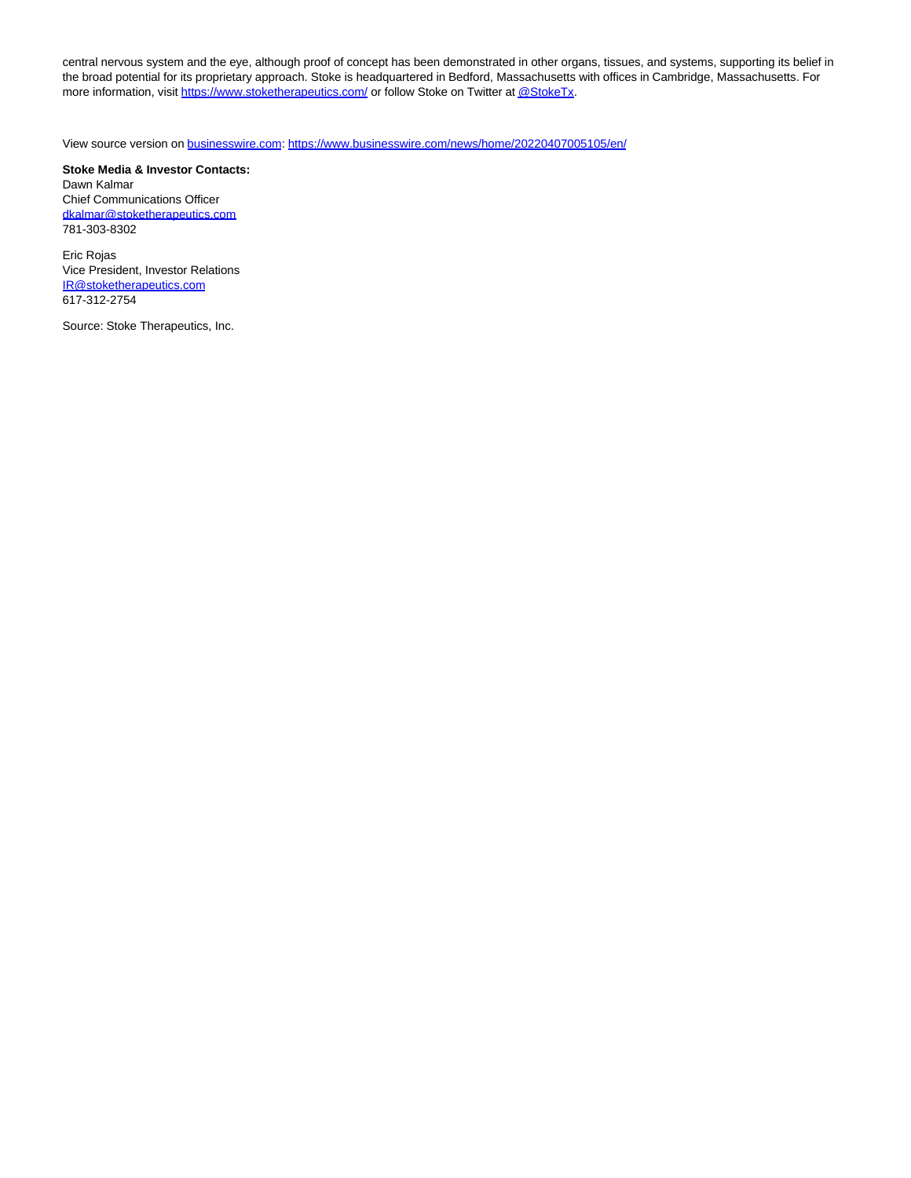central nervous system and the eye, although proof of concept has been demonstrated in other organs, tissues, and systems, supporting its belief in the broad potential for its proprietary approach. Stoke is headquartered in Bedford, Massachusetts with offices in Cambridge, Massachusetts. For more information, visit https://www.stoketherapeutics.com/ or follow Stoke on Twitter at @StokeTx.

View source version on businesswire.com: https://www.businesswire.com/news/home/20220407005105/en/

**Stoke Media & Investor Contacts:**
Dawn Kalmar
Chief Communications Officer
dkalmar@stoketherapeutics.com
781-303-8302

Eric Rojas
Vice President, Investor Relations
IR@stoketherapeutics.com
617-312-2754

Source: Stoke Therapeutics, Inc.